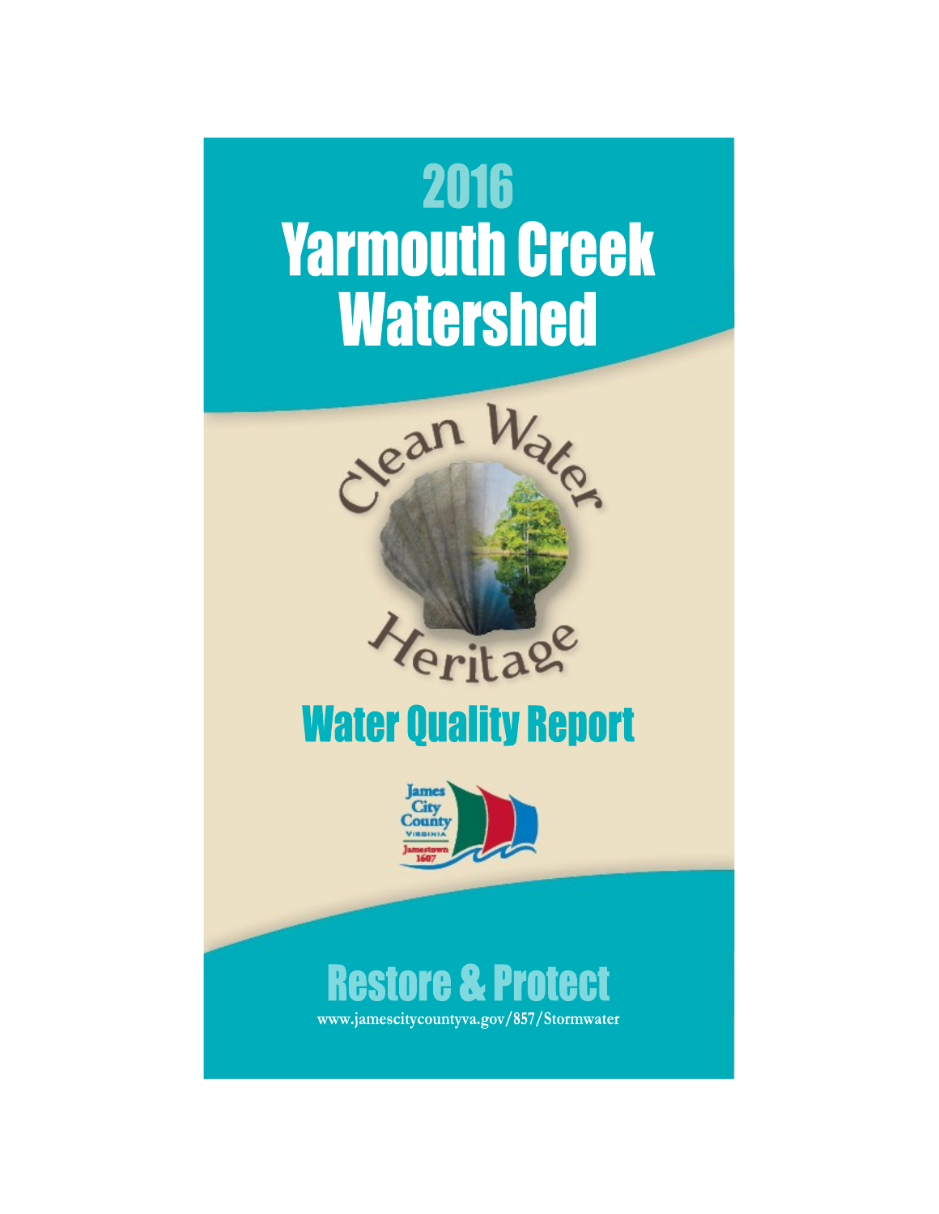# 2016 Yarmouth Creek Watershed

Clean Water Heritage

## Water Quality Report

James City County Virginia Jamestown 1607

## Restore & Protect

www.jamescitycountyva.gov/857/Stormwater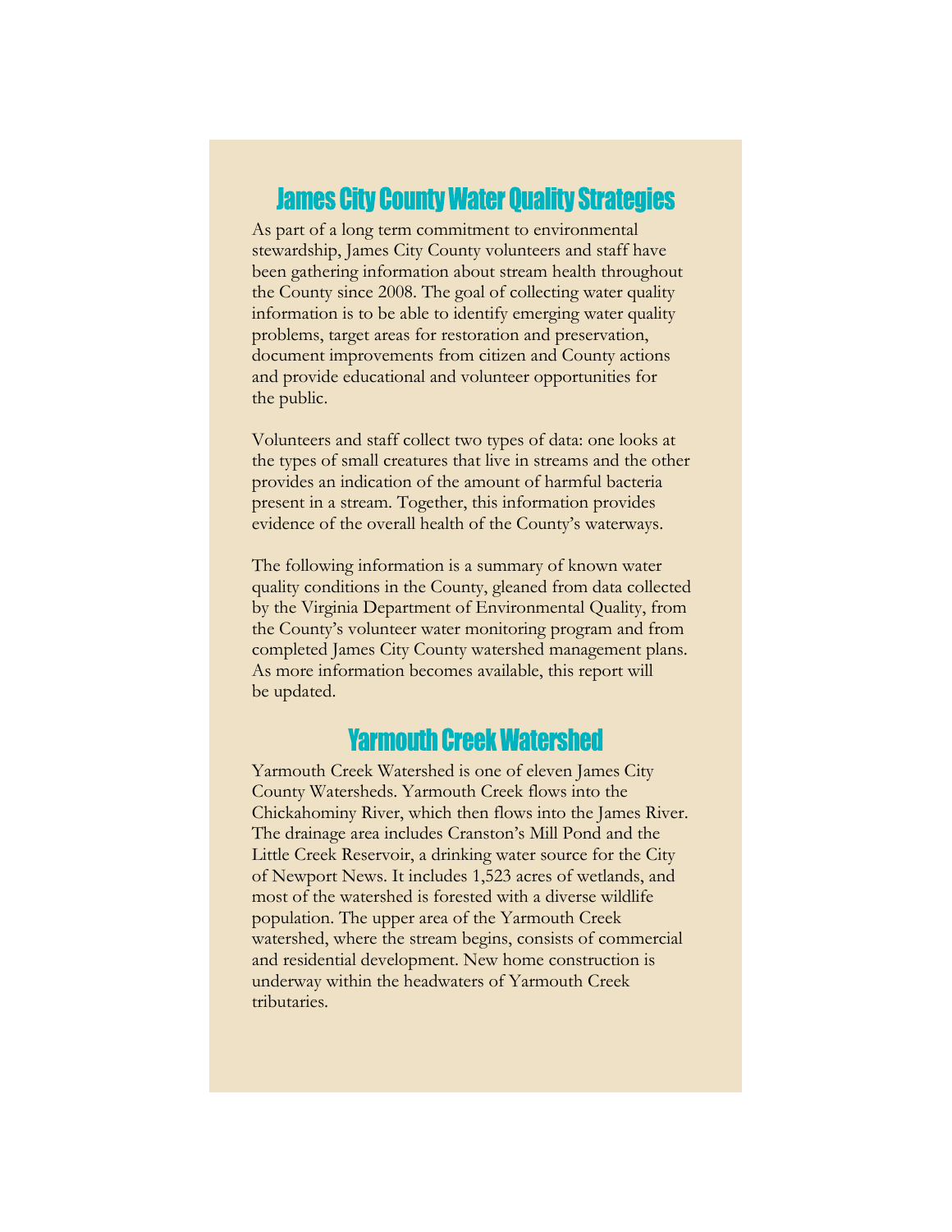## James City County Water Quality Strategies

As part of a long term commitment to environmental stewardship, James City County volunteers and staff have been gathering information about stream health throughout the County since 2008. The goal of collecting water quality information is to be able to identify emerging water quality problems, target areas for restoration and preservation, document improvements from citizen and County actions and provide educational and volunteer opportunities for the public.

Volunteers and staff collect two types of data: one looks at the types of small creatures that live in streams and the other provides an indication of the amount of harmful bacteria present in a stream. Together, this information provides evidence of the overall health of the County's waterways.

The following information is a summary of known water quality conditions in the County, gleaned from data collected by the Virginia Department of Environmental Quality, from the County's volunteer water monitoring program and from completed James City County watershed management plans. As more information becomes available, this report will be updated.

## Yarmouth Creek Watershed

Yarmouth Creek Watershed is one of eleven James City County Watersheds. Yarmouth Creek flows into the Chickahominy River, which then flows into the James River. The drainage area includes Cranston's Mill Pond and the Little Creek Reservoir, a drinking water source for the City of Newport News. It includes 1,523 acres of wetlands, and most of the watershed is forested with a diverse wildlife population. The upper area of the Yarmouth Creek watershed, where the stream begins, consists of commercial and residential development. New home construction is underway within the headwaters of Yarmouth Creek tributaries.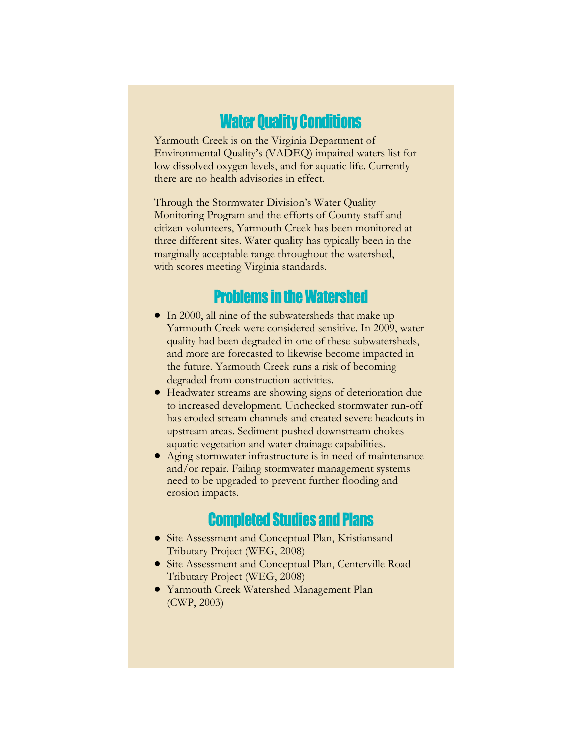## Water Quality Conditions

Yarmouth Creek is on the Virginia Department of Environmental Quality's (VADEQ) impaired waters list for low dissolved oxygen levels, and for aquatic life. Currently there are no health advisories in effect.

Through the Stormwater Division's Water Quality Monitoring Program and the efforts of County staff and citizen volunteers, Yarmouth Creek has been monitored at three different sites. Water quality has typically been in the marginally acceptable range throughout the watershed, with scores meeting Virginia standards.

## Problems in the Watershed

- In 2000, all nine of the subwatersheds that make up Yarmouth Creek were considered sensitive. In 2009, water quality had been degraded in one of these subwatersheds, and more are forecasted to likewise become impacted in the future. Yarmouth Creek runs a risk of becoming degraded from construction activities.
- Headwater streams are showing signs of deterioration due to increased development. Unchecked stormwater run-off has eroded stream channels and created severe headcuts in upstream areas. Sediment pushed downstream chokes aquatic vegetation and water drainage capabilities.
- Aging stormwater infrastructure is in need of maintenance and/or repair. Failing stormwater management systems need to be upgraded to prevent further flooding and erosion impacts.

## Completed Studies and Plans

- Site Assessment and Conceptual Plan, Kristiansand Tributary Project (WEG, 2008)
- Site Assessment and Conceptual Plan, Centerville Road Tributary Project (WEG, 2008)
- Yarmouth Creek Watershed Management Plan (CWP, 2003)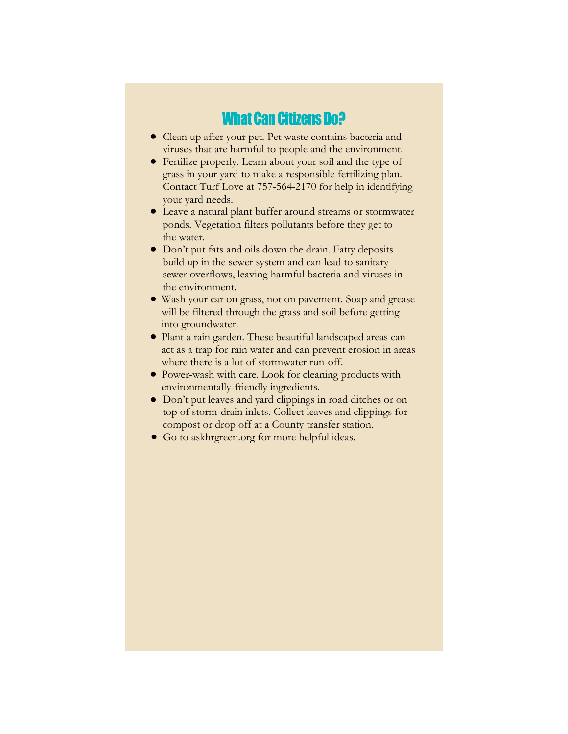## What Can Citizens Do?

- Clean up after your pet. Pet waste contains bacteria and viruses that are harmful to people and the environment.
- Fertilize properly. Learn about your soil and the type of grass in your yard to make a responsible fertilizing plan. Contact Turf Love at 757-564-2170 for help in identifying your yard needs.
- Leave a natural plant buffer around streams or stormwater ponds. Vegetation filters pollutants before they get to the water.
- Don't put fats and oils down the drain. Fatty deposits build up in the sewer system and can lead to sanitary sewer overflows, leaving harmful bacteria and viruses in the environment.
- Wash your car on grass, not on pavement. Soap and grease will be filtered through the grass and soil before getting into groundwater.
- Plant a rain garden. These beautiful landscaped areas can act as a trap for rain water and can prevent erosion in areas where there is a lot of stormwater run-off.
- Power-wash with care. Look for cleaning products with environmentally-friendly ingredients.
- Don't put leaves and yard clippings in road ditches or on top of storm-drain inlets. Collect leaves and clippings for compost or drop off at a County transfer station.
- Go to askhrgreen.org for more helpful ideas.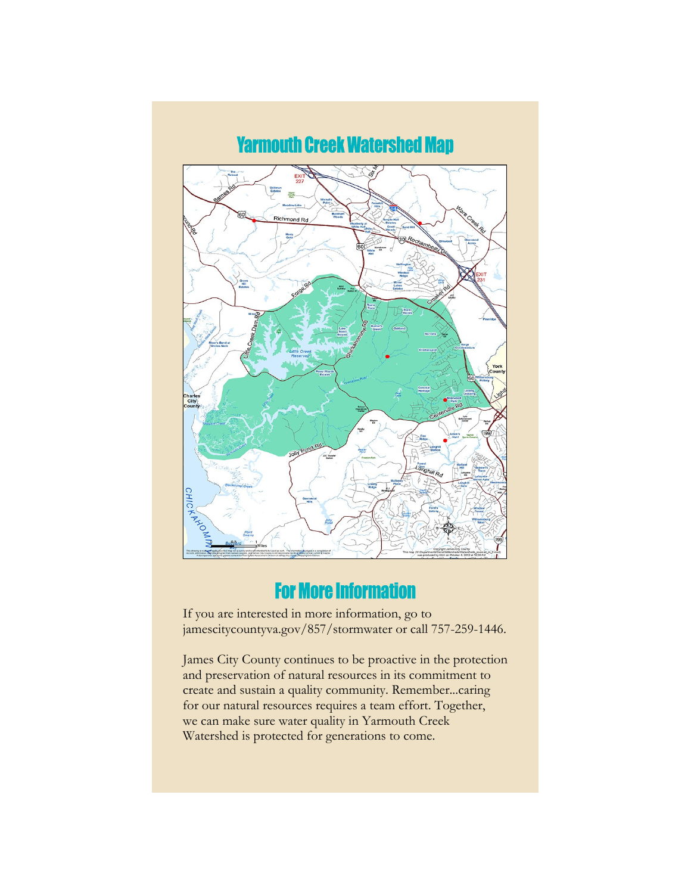## Yarmouth Creek Watershed Map

## For More Information

If you are interested in more information, go to jamescitycountyva.gov/857/stormwater or call 757-259-1446.

James City County continues to be proactive in the protection and preservation of natural resources in its commitment to create and sustain a quality community. Remember...caring for our natural resources requires a team effort. Together, we can make sure water quality in Yarmouth Creek Watershed is protected for generations to come.